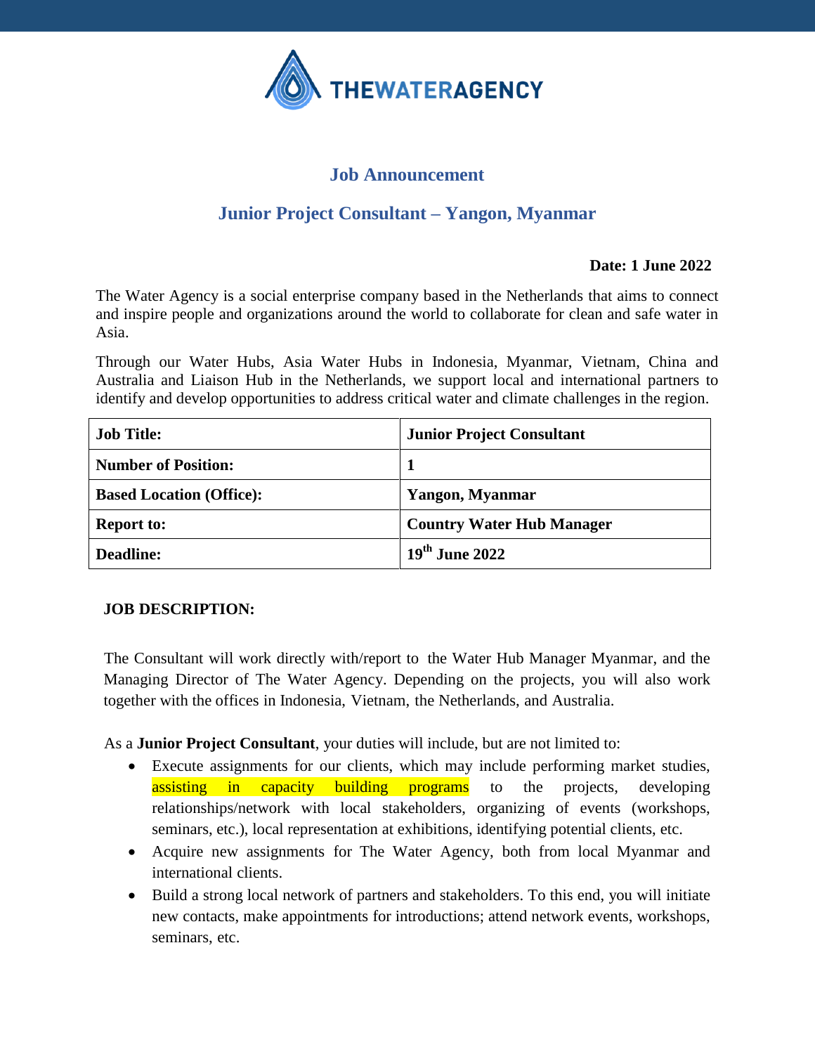THEWATERAGENCY

## Job Announcement

## Junior Project Consultant – Yangon, Myanmar

**Date: 1 June 2022**

The Water Agency is a social enterprise company based in the Netherlands that aims to connect and inspire people and organizations around the world to collaborate for clean and safe water in Asia.

Through our Water Hubs, Asia Water Hubs in Indonesia, Myanmar, Vietnam, China and Australia and Liaison Hub in the Netherlands, we support local and international partners to identify and develop opportunities to address critical water and climate challenges in the region.

| **Job Title:** | **Junior Project Consultant** |
|---|---|
| **Number of Position:** | **1** |
| **Based Location (Office):** | **Yangon, Myanmar** |
| **Report to:** | **Country Water Hub Manager** |
| **Deadline:** | **19th June 2022** |

**JOB DESCRIPTION:**

The Consultant will work directly with/report to the Water Hub Manager Myanmar, and the Managing Director of The Water Agency. Depending on the projects, you will also work together with the offices in Indonesia, Vietnam, the Netherlands, and Australia.

As a **Junior Project Consultant**, your duties will include, but are not limited to:

- Execute assignments for our clients, which may include performing market studies, assisting in capacity building programs to the projects, developing relationships/network with local stakeholders, organizing of events (workshops, seminars, etc.), local representation at exhibitions, identifying potential clients, etc.
- Acquire new assignments for The Water Agency, both from local Myanmar and international clients.
- Build a strong local network of partners and stakeholders. To this end, you will initiate new contacts, make appointments for introductions; attend network events, workshops, seminars, etc.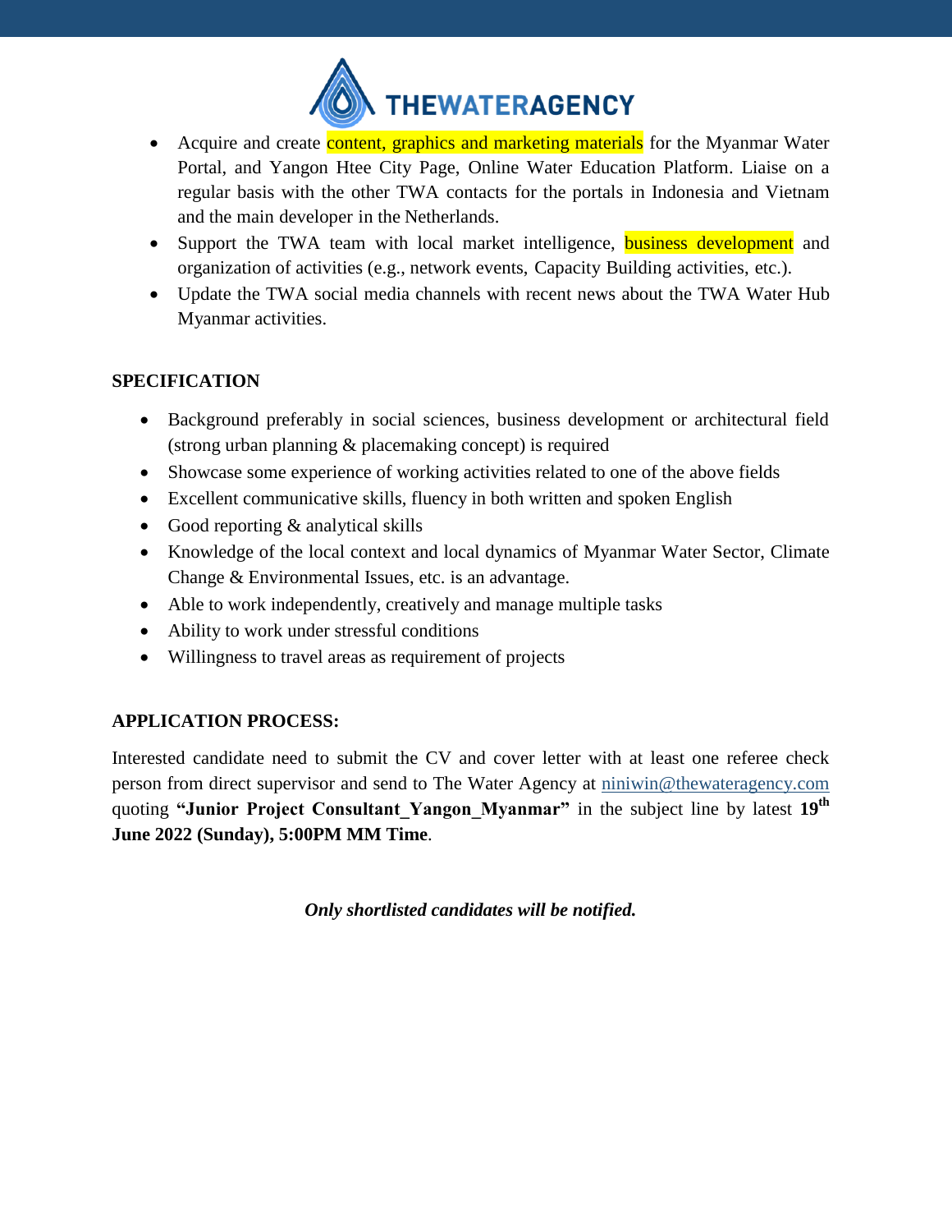- Acquire and create content, graphics and marketing materials for the Myanmar Water Portal, and Yangon Htee City Page, Online Water Education Platform. Liaise on a regular basis with the other TWA contacts for the portals in Indonesia and Vietnam and the main developer in the Netherlands.
- Support the TWA team with local market intelligence, business development and organization of activities (e.g., network events, Capacity Building activities, etc.).
- Update the TWA social media channels with recent news about the TWA Water Hub Myanmar activities.

**SPECIFICATION**

- Background preferably in social sciences, business development or architectural field (strong urban planning & placemaking concept) is required
- Showcase some experience of working activities related to one of the above fields
- Excellent communicative skills, fluency in both written and spoken English
- Good reporting & analytical skills
- Knowledge of the local context and local dynamics of Myanmar Water Sector, Climate Change & Environmental Issues, etc. is an advantage.
- Able to work independently, creatively and manage multiple tasks
- Ability to work under stressful conditions
- Willingness to travel areas as requirement of projects

**APPLICATION PROCESS:**

Interested candidate need to submit the CV and cover letter with at least one referee check person from direct supervisor and send to The Water Agency at niniwin@thewateragency.com quoting **"Junior Project Consultant_Yangon_Myanmar"** in the subject line by latest **19th June 2022 (Sunday), 5:00PM MM Time**.

***Only shortlisted candidates will be notified.***